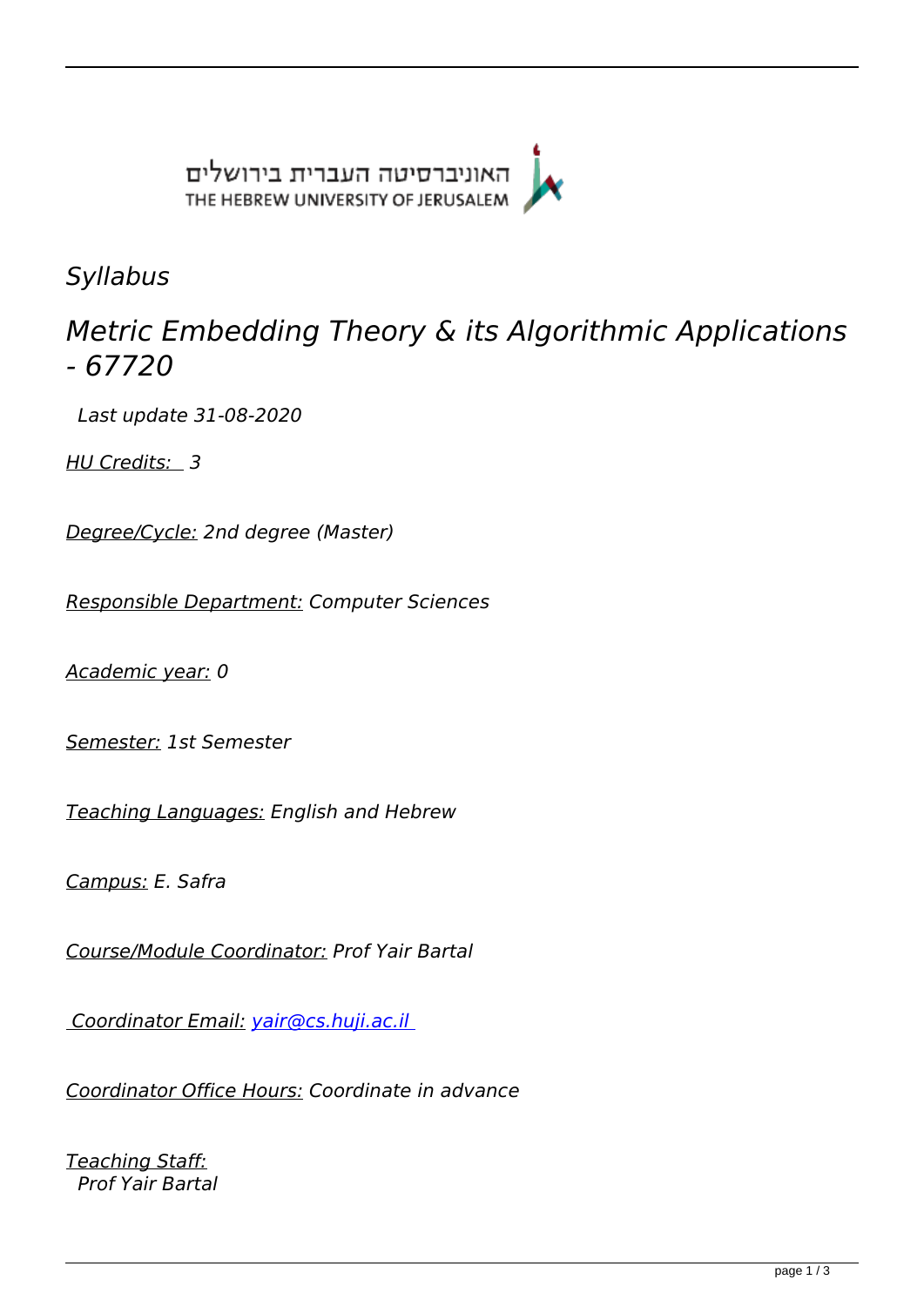האוניברסיטה העברית בירושלים
THE HEBREW UNIVERSITY OF JERUSALEM

# *Syllabus*

## *Metric Embedding Theory & its Algorithmic Applications - 67720*

*Last update 31-08-2020*

HU Credits: *3*

Degree/Cycle: *2nd degree (Master)*

Responsible Department: *Computer Sciences*

Academic year: *0*

Semester: *1st Semester*

Teaching Languages: *English and Hebrew*

Campus: *E. Safra*

Course/Module Coordinator: *Prof Yair Bartal*

Coordinator Email: *yair@cs.huji.ac.il*

Coordinator Office Hours: *Coordinate in advance*

Teaching Staff:
*Prof Yair Bartal*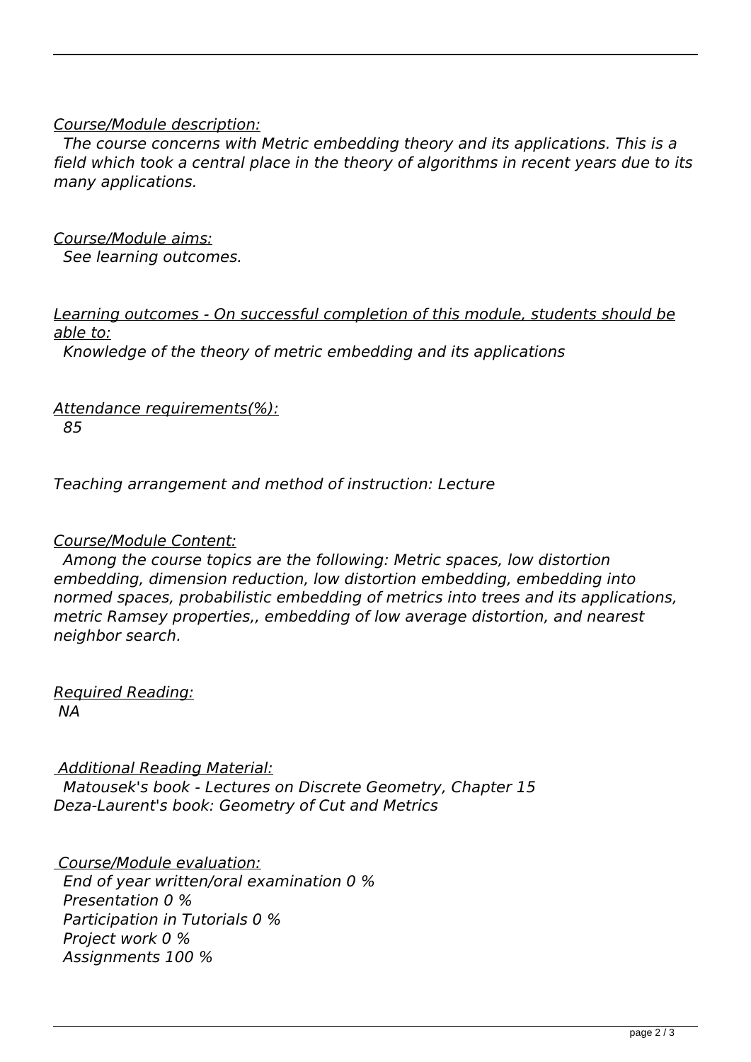*Course/Module description:*
*The course concerns with Metric embedding theory and its applications. This is a field which took a central place in the theory of algorithms in recent years due to its many applications.*

*Course/Module aims:*
*See learning outcomes.*

*Learning outcomes - On successful completion of this module, students should be able to:*
*Knowledge of the theory of metric embedding and its applications*

*Attendance requirements(%):*
*85*

*Teaching arrangement and method of instruction: Lecture*

*Course/Module Content:*
*Among the course topics are the following: Metric spaces, low distortion embedding, dimension reduction, low distortion embedding, embedding into normed spaces, probabilistic embedding of metrics into trees and its applications, metric Ramsey properties,, embedding of low average distortion, and nearest neighbor search.*

*Required Reading:*
*NA*

*Additional Reading Material:*
*Matousek's book - Lectures on Discrete Geometry, Chapter 15*
*Deza-Laurent's book: Geometry of Cut and Metrics*

*Course/Module evaluation:*
*End of year written/oral examination 0 %*
*Presentation 0 %*
*Participation in Tutorials 0 %*
*Project work 0 %*
*Assignments 100 %*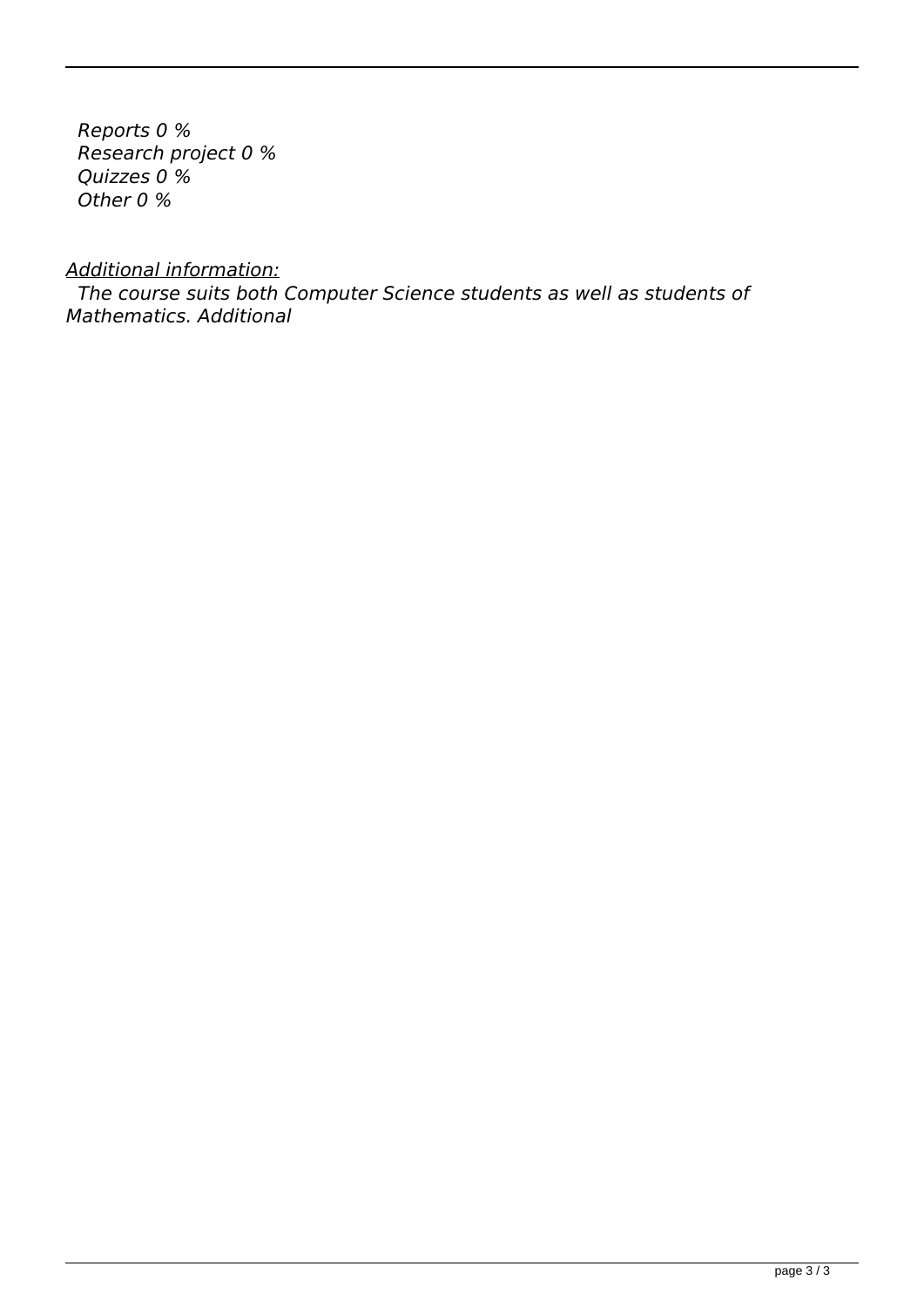*Reports 0 %*
*Research project 0 %*
*Quizzes 0 %*
*Other 0 %*

*Additional information:*

*The course suits both Computer Science students as well as students of Mathematics. Additional*